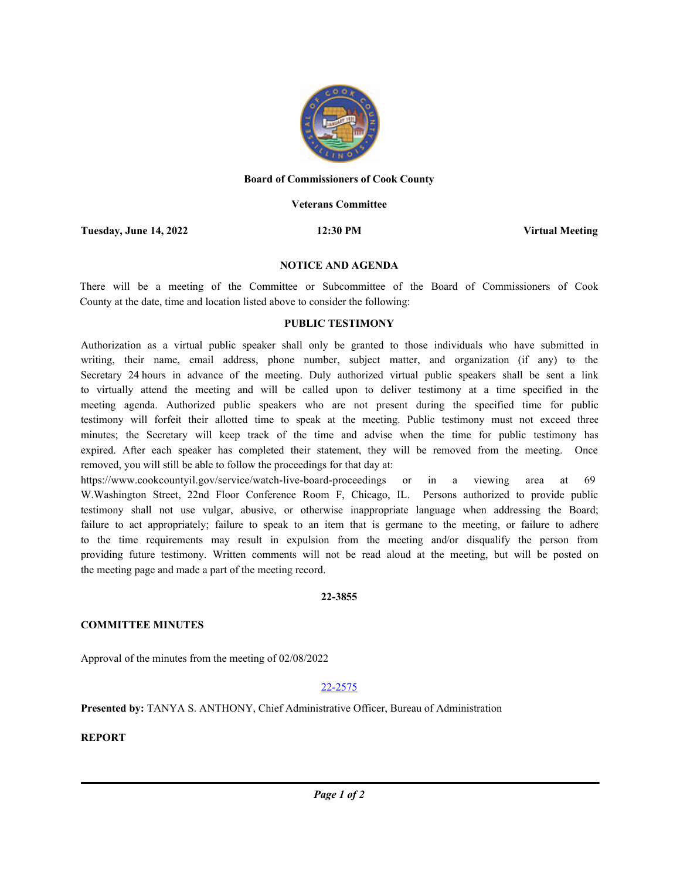**Board of Commissioners of Cook County**

**Veterans Committee**

**Tuesday, June 14, 2022** | **12:30 PM** | **Virtual Meeting**

## NOTICE AND AGENDA

There will be a meeting of the Committee or Subcommittee of the Board of Commissioners of Cook County at the date, time and location listed above to consider the following:

## PUBLIC TESTIMONY

Authorization as a virtual public speaker shall only be granted to those individuals who have submitted in writing, their name, email address, phone number, subject matter, and organization (if any) to the Secretary 24 hours in advance of the meeting. Duly authorized virtual public speakers shall be sent a link to virtually attend the meeting and will be called upon to deliver testimony at a time specified in the meeting agenda. Authorized public speakers who are not present during the specified time for public testimony will forfeit their allotted time to speak at the meeting. Public testimony must not exceed three minutes; the Secretary will keep track of the time and advise when the time for public testimony has expired. After each speaker has completed their statement, they will be removed from the meeting. Once removed, you will still be able to follow the proceedings for that day at: https://www.cookcountyil.gov/service/watch-live-board-proceedings or in a viewing area at 69 W.Washington Street, 22nd Floor Conference Room F, Chicago, IL. Persons authorized to provide public testimony shall not use vulgar, abusive, or otherwise inappropriate language when addressing the Board; failure to act appropriately; failure to speak to an item that is germane to the meeting, or failure to adhere to the time requirements may result in expulsion from the meeting and/or disqualify the person from providing future testimony. Written comments will not be read aloud at the meeting, but will be posted on the meeting page and made a part of the meeting record.

**22-3855**

**COMMITTEE MINUTES**

Approval of the minutes from the meeting of 02/08/2022

22-2575

**Presented by:** TANYA S. ANTHONY, Chief Administrative Officer, Bureau of Administration

**REPORT**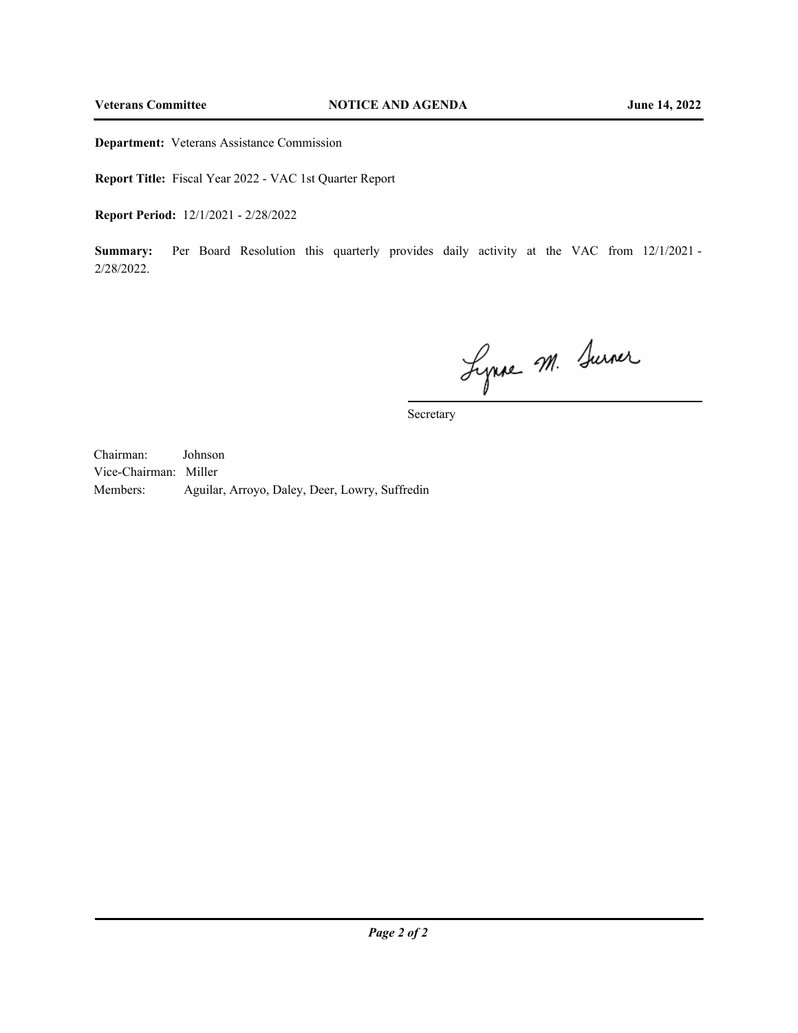**Department:** Veterans Assistance Commission

**Report Title:** Fiscal Year 2022 - VAC 1st Quarter Report

**Report Period:** 12/1/2021 - 2/28/2022

**Summary:** Per Board Resolution this quarterly provides daily activity at the VAC from 12/1/2021 - 2/28/2022.

Lynne M. Turner

Secretary

Chairman: Johnson
Vice-Chairman: Miller
Members: Aguilar, Arroyo, Daley, Deer, Lowry, Suffredin